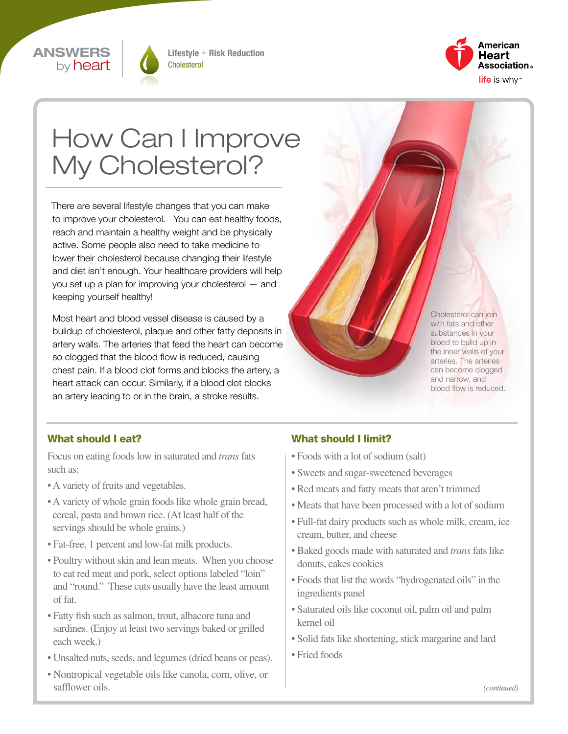ANSWERS by heart

Lifestyle + Risk Reduction
Cholesterol

# How Can I Improve My Cholesterol?

There are several lifestyle changes that you can make to improve your cholesterol. You can eat healthy foods, reach and maintain a healthy weight and be physically active. Some people also need to take medicine to lower their cholesterol because changing their lifestyle and diet isn't enough. Your healthcare providers will help you set up a plan for improving your cholesterol — and keeping yourself healthy!

Most heart and blood vessel disease is caused by a buildup of cholesterol, plaque and other fatty deposits in artery walls. The arteries that feed the heart can become so clogged that the blood flow is reduced, causing chest pain. If a blood clot forms and blocks the artery, a heart attack can occur. Similarly, if a blood clot blocks an artery leading to or in the brain, a stroke results.

Cholesterol can join with fats and other substances in your blood to build up in the inner walls of your arteries. The arteries can become clogged and narrow, and blood flow is reduced.

## What should I eat?

Focus on eating foods low in saturated and *trans* fats such as:

- A variety of fruits and vegetables.
- A variety of whole grain foods like whole grain bread, cereal, pasta and brown rice. (At least half of the servings should be whole grains.)
- Fat-free, 1 percent and low-fat milk products.
- Poultry without skin and lean meats. When you choose to eat red meat and pork, select options labeled "loin" and "round." These cuts usually have the least amount of fat.
- Fatty fish such as salmon, trout, albacore tuna and sardines. (Enjoy at least two servings baked or grilled each week.)
- Unsalted nuts, seeds, and legumes (dried beans or peas).
- Nontropical vegetable oils like canola, corn, olive, or safflower oils.

## What should I limit?

- Foods with a lot of sodium (salt)
- Sweets and sugar-sweetened beverages
- Red meats and fatty meats that aren't trimmed
- Meats that have been processed with a lot of sodium
- Full-fat dairy products such as whole milk, cream, ice cream, butter, and cheese
- Baked goods made with saturated and *trans* fats like donuts, cakes cookies
- Foods that list the words "hydrogenated oils" in the ingredients panel
- Saturated oils like coconut oil, palm oil and palm kernel oil
- Solid fats like shortening, stick margarine and lard
- Fried foods

*(continued)*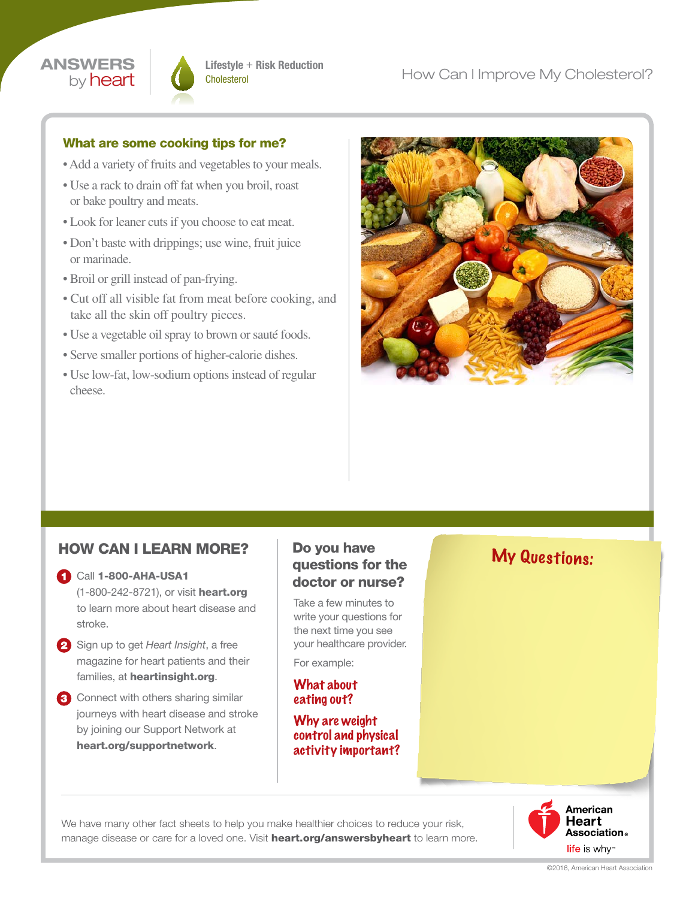## What are some cooking tips for me?

- Add a variety of fruits and vegetables to your meals.
- Use a rack to drain off fat when you broil, roast or bake poultry and meats.
- Look for leaner cuts if you choose to eat meat.
- Don't baste with drippings; use wine, fruit juice or marinade.
- Broil or grill instead of pan-frying.
- Cut off all visible fat from meat before cooking, and take all the skin off poultry pieces.
- Use a vegetable oil spray to brown or sauté foods.
- Serve smaller portions of higher-calorie dishes.
- Use low-fat, low-sodium options instead of regular cheese.

## HOW CAN I LEARN MORE?

1. Call **1-800-AHA-USA1** (1-800-242-8721), or visit **heart.org** to learn more about heart disease and stroke.
2. Sign up to get *Heart Insight*, a free magazine for heart patients and their families, at **heartinsight.org**.
3. Connect with others sharing similar journeys with heart disease and stroke by joining our Support Network at **heart.org/supportnetwork**.

## Do you have questions for the doctor or nurse?

Take a few minutes to write your questions for the next time you see your healthcare provider.

For example:

**What about eating out?**

**Why are weight control and physical activity important?**

**My Questions:**

We have many other fact sheets to help you make healthier choices to reduce your risk, manage disease or care for a loved one. Visit **heart.org/answersbyheart** to learn more.

©2016, American Heart Association